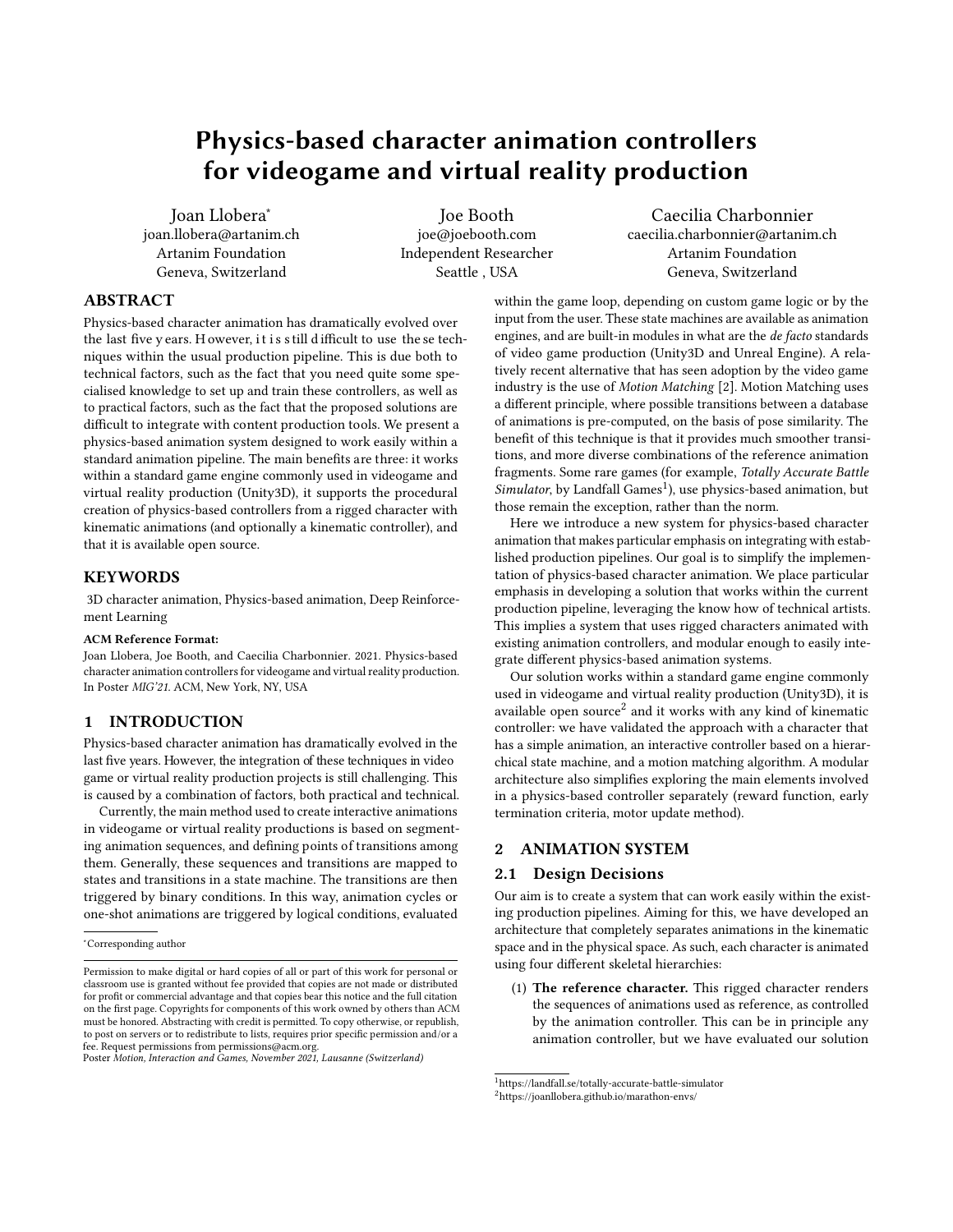# Physics-based character animation controllers for videogame and virtual reality production

Joan Llobera*
joan.llobera@artanim.ch
Artanim Foundation
Geneva, Switzerland

Joe Booth
joe@joebooth.com
Independent Researcher
Seattle , USA

Caecilia Charbonnier
caecilia.charbonnier@artanim.ch
Artanim Foundation
Geneva, Switzerland

## ABSTRACT

Physics-based character animation has dramatically evolved over the last five y ears. H owever, i t i s s till d ifficult to use the se techniques within the usual production pipeline. This is due both to technical factors, such as the fact that you need quite some specialised knowledge to set up and train these controllers, as well as to practical factors, such as the fact that the proposed solutions are difficult to integrate with content production tools. We present a physics-based animation system designed to work easily within a standard animation pipeline. The main benefits are three: it works within a standard game engine commonly used in videogame and virtual reality production (Unity3D), it supports the procedural creation of physics-based controllers from a rigged character with kinematic animations (and optionally a kinematic controller), and that it is available open source.

## KEYWORDS

3D character animation, Physics-based animation, Deep Reinforcement Learning

**ACM Reference Format:**
Joan Llobera, Joe Booth, and Caecilia Charbonnier. 2021. Physics-based character animation controllers for videogame and virtual reality production. In Poster *MIG'21*. ACM, New York, NY, USA

## 1 INTRODUCTION

Physics-based character animation has dramatically evolved in the last five years. However, the integration of these techniques in video game or virtual reality production projects is still challenging. This is caused by a combination of factors, both practical and technical.

Currently, the main method used to create interactive animations in videogame or virtual reality productions is based on segmenting animation sequences, and defining points of transitions among them. Generally, these sequences and transitions are mapped to states and transitions in a state machine. The transitions are then triggered by binary conditions. In this way, animation cycles or one-shot animations are triggered by logical conditions, evaluated within the game loop, depending on custom game logic or by the input from the user. These state machines are available as animation engines, and are built-in modules in what are the *de facto* standards of video game production (Unity3D and Unreal Engine). A relatively recent alternative that has seen adoption by the video game industry is the use of *Motion Matching* [2]. Motion Matching uses a different principle, where possible transitions between a database of animations is pre-computed, on the basis of pose similarity. The benefit of this technique is that it provides much smoother transitions, and more diverse combinations of the reference animation fragments. Some rare games (for example, *Totally Accurate Battle Simulator*, by Landfall Games[1]), use physics-based animation, but those remain the exception, rather than the norm.

Here we introduce a new system for physics-based character animation that makes particular emphasis on integrating with established production pipelines. Our goal is to simplify the implementation of physics-based character animation. We place particular emphasis in developing a solution that works within the current production pipeline, leveraging the know how of technical artists. This implies a system that uses rigged characters animated with existing animation controllers, and modular enough to easily integrate different physics-based animation systems.

Our solution works within a standard game engine commonly used in videogame and virtual reality production (Unity3D), it is available open source[2] and it works with any kind of kinematic controller: we have validated the approach with a character that has a simple animation, an interactive controller based on a hierarchical state machine, and a motion matching algorithm. A modular architecture also simplifies exploring the main elements involved in a physics-based controller separately (reward function, early termination criteria, motor update method).

## 2 ANIMATION SYSTEM

### 2.1 Design Decisions

Our aim is to create a system that can work easily within the existing production pipelines. Aiming for this, we have developed an architecture that completely separates animations in the kinematic space and in the physical space. As such, each character is animated using four different skeletal hierarchies:

(1) **The reference character.** This rigged character renders the sequences of animations used as reference, as controlled by the animation controller. This can be in principle any animation controller, but we have evaluated our solution

*Corresponding author

Permission to make digital or hard copies of all or part of this work for personal or classroom use is granted without fee provided that copies are not made or distributed for profit or commercial advantage and that copies bear this notice and the full citation on the first page. Copyrights for components of this work owned by others than ACM must be honored. Abstracting with credit is permitted. To copy otherwise, or republish, to post on servers or to redistribute to lists, requires prior specific permission and/or a fee. Request permissions from permissions@acm.org.
Poster *Motion, Interaction and Games, November 2021, Lausanne (Switzerland)*

[1] https://landfall.se/totally-accurate-battle-simulator
[2] https://joanllobera.github.io/marathon-envs/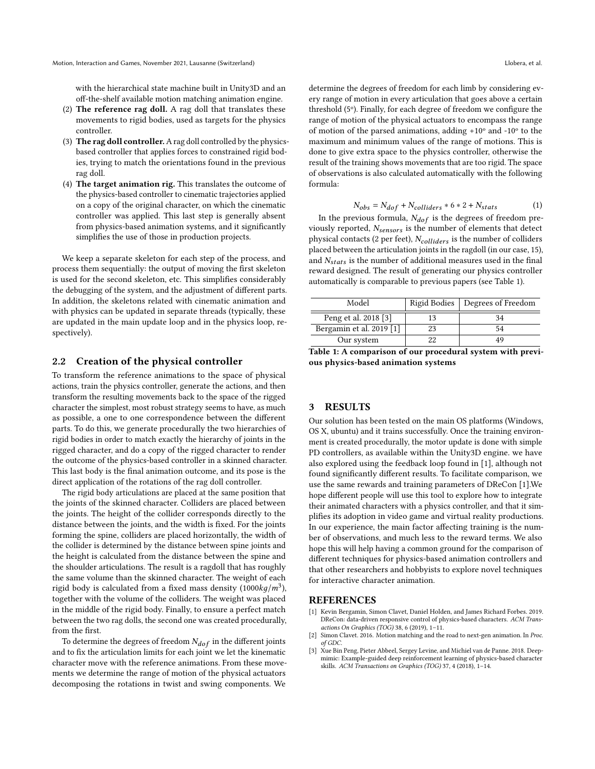with the hierarchical state machine built in Unity3D and an off-the-shelf available motion matching animation engine.

(2) **The reference rag doll.** A rag doll that translates these movements to rigid bodies, used as targets for the physics controller.
(3) **The rag doll controller.** A rag doll controlled by the physics-based controller that applies forces to constrained rigid bodies, trying to match the orientations found in the previous rag doll.
(4) **The target animation rig.** This translates the outcome of the physics-based controller to cinematic trajectories applied on a copy of the original character, on which the cinematic controller was applied. This last step is generally absent from physics-based animation systems, and it significantly simplifies the use of those in production projects.

We keep a separate skeleton for each step of the process, and process them sequentially: the output of moving the first skeleton is used for the second skeleton, etc. This simplifies considerably the debugging of the system, and the adjustment of different parts. In addition, the skeletons related with cinematic animation and with physics can be updated in separate threads (typically, these are updated in the main update loop and in the physics loop, respectively).

## 2.2 Creation of the physical controller

To transform the reference animations to the space of physical actions, train the physics controller, generate the actions, and then transform the resulting movements back to the space of the rigged character the simplest, most robust strategy seems to have, as much as possible, a one to one correspondence between the different parts. To do this, we generate procedurally the two hierarchies of rigid bodies in order to match exactly the hierarchy of joints in the rigged character, and do a copy of the rigged character to render the outcome of the physics-based controller in a skinned character. This last body is the final animation outcome, and its pose is the direct application of the rotations of the rag doll controller.

The rigid body articulations are placed at the same position that the joints of the skinned character. Colliders are placed between the joints. The height of the collider corresponds directly to the distance between the joints, and the width is fixed. For the joints forming the spine, colliders are placed horizontally, the width of the collider is determined by the distance between spine joints and the height is calculated from the distance between the spine and the shoulder articulations. The result is a ragdoll that has roughly the same volume than the skinned character. The weight of each rigid body is calculated from a fixed mass density ($1000kg/m^3$), together with the volume of the colliders. The weight was placed in the middle of the rigid body. Finally, to ensure a perfect match between the two rag dolls, the second one was created procedurally, from the first.

To determine the degrees of freedom $N_{dof}$ in the different joints and to fix the articulation limits for each joint we let the kinematic character move with the reference animations. From these movements we determine the range of motion of the physical actuators decomposing the rotations in twist and swing components. We determine the degrees of freedom for each limb by considering every range of motion in every articulation that goes above a certain threshold (5°). Finally, for each degree of freedom we configure the range of motion of the physical actuators to encompass the range of motion of the parsed animations, adding +10° and -10° to the maximum and minimum values of the range of motions. This is done to give extra space to the physics controller, otherwise the result of the training shows movements that are too rigid. The space of observations is also calculated automatically with the following formula:

$$N_{obs} = N_{dof} + N_{colliders} * 6 * 2 + N_{stats} \tag{1}$$

In the previous formula, $N_{dof}$ is the degrees of freedom previously reported, $N_{sensors}$ is the number of elements that detect physical contacts (2 per feet), $N_{colliders}$ is the number of colliders placed between the articulation joints in the ragdoll (in our case, 15), and $N_{stats}$ is the number of additional measures used in the final reward designed. The result of generating our physics controller automatically is comparable to previous papers (see Table 1).

| Model | Rigid Bodies | Degrees of Freedom |
|---|---|---|
| Peng et al. 2018 [3] | 13 | 34 |
| Bergamin et al. 2019 [1] | 23 | 54 |
| Our system | 22 | 49 |

**Table 1: A comparison of our procedural system with previous physics-based animation systems**

# 3 RESULTS

Our solution has been tested on the main OS platforms (Windows, OS X, ubuntu) and it trains successfully. Once the training environment is created procedurally, the motor update is done with simple PD controllers, as available within the Unity3D engine. we have also explored using the feedback loop found in [1], although not found significantly different results. To facilitate comparison, we use the same rewards and training parameters of DReCon [1].We hope different people will use this tool to explore how to integrate their animated characters with a physics controller, and that it simplifies its adoption in video game and virtual reality productions. In our experience, the main factor affecting training is the number of observations, and much less to the reward terms. We also hope this will help having a common ground for the comparison of different techniques for physics-based animation controllers and that other researchers and hobbyists to explore novel techniques for interactive character animation.

# REFERENCES

[1] Kevin Bergamin, Simon Clavet, Daniel Holden, and James Richard Forbes. 2019. DReCon: data-driven responsive control of physics-based characters. *ACM Transactions On Graphics (TOG)* 38, 6 (2019), 1–11.

[2] Simon Clavet. 2016. Motion matching and the road to next-gen animation. In *Proc. of GDC*.

[3] Xue Bin Peng, Pieter Abbeel, Sergey Levine, and Michiel van de Panne. 2018. Deepmimic: Example-guided deep reinforcement learning of physics-based character skills. *ACM Transactions on Graphics (TOG)* 37, 4 (2018), 1–14.